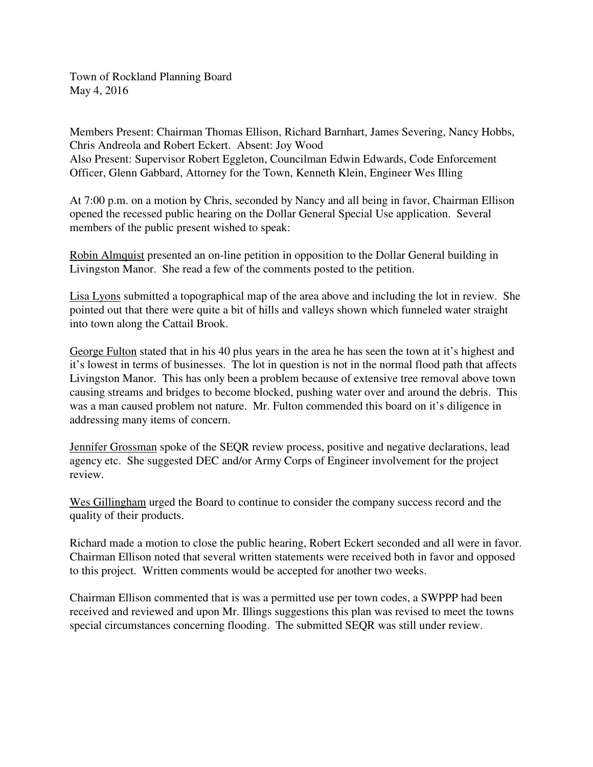Town of Rockland Planning Board
May 4, 2016

Members Present: Chairman Thomas Ellison, Richard Barnhart, James Severing, Nancy Hobbs, Chris Andreola and Robert Eckert. Absent: Joy Wood
Also Present: Supervisor Robert Eggleton, Councilman Edwin Edwards, Code Enforcement Officer, Glenn Gabbard, Attorney for the Town, Kenneth Klein, Engineer Wes Illing

At 7:00 p.m. on a motion by Chris, seconded by Nancy and all being in favor, Chairman Ellison opened the recessed public hearing on the Dollar General Special Use application. Several members of the public present wished to speak:

<u>Robin Almquist</u> presented an on-line petition in opposition to the Dollar General building in Livingston Manor. She read a few of the comments posted to the petition.

<u>Lisa Lyons</u> submitted a topographical map of the area above and including the lot in review. She pointed out that there were quite a bit of hills and valleys shown which funneled water straight into town along the Cattail Brook.

<u>George Fulton</u> stated that in his 40 plus years in the area he has seen the town at it's highest and it's lowest in terms of businesses. The lot in question is not in the normal flood path that affects Livingston Manor. This has only been a problem because of extensive tree removal above town causing streams and bridges to become blocked, pushing water over and around the debris. This was a man caused problem not nature. Mr. Fulton commended this board on it's diligence in addressing many items of concern.

<u>Jennifer Grossman</u> spoke of the SEQR review process, positive and negative declarations, lead agency etc. She suggested DEC and/or Army Corps of Engineer involvement for the project review.

<u>Wes Gillingham</u> urged the Board to continue to consider the company success record and the quality of their products.

Richard made a motion to close the public hearing, Robert Eckert seconded and all were in favor. Chairman Ellison noted that several written statements were received both in favor and opposed to this project. Written comments would be accepted for another two weeks.

Chairman Ellison commented that is was a permitted use per town codes, a SWPPP had been received and reviewed and upon Mr. Illings suggestions this plan was revised to meet the towns special circumstances concerning flooding. The submitted SEQR was still under review.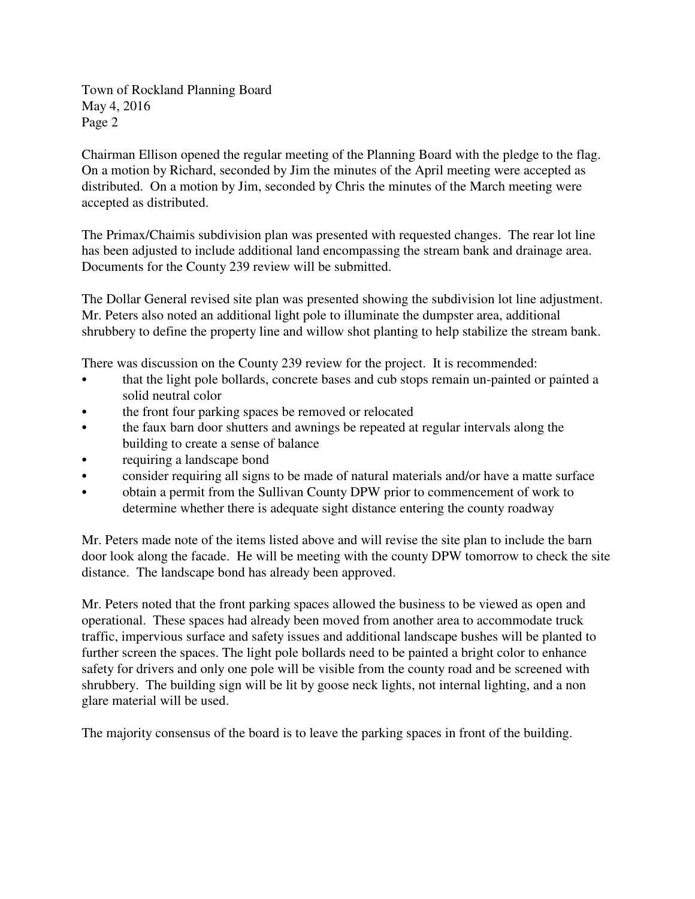Chairman Ellison opened the regular meeting of the Planning Board with the pledge to the flag. On a motion by Richard, seconded by Jim the minutes of the April meeting were accepted as distributed. On a motion by Jim, seconded by Chris the minutes of the March meeting were accepted as distributed.

The Primax/Chaimis subdivision plan was presented with requested changes. The rear lot line has been adjusted to include additional land encompassing the stream bank and drainage area. Documents for the County 239 review will be submitted.

The Dollar General revised site plan was presented showing the subdivision lot line adjustment. Mr. Peters also noted an additional light pole to illuminate the dumpster area, additional shrubbery to define the property line and willow shot planting to help stabilize the stream bank.

There was discussion on the County 239 review for the project. It is recommended:

- that the light pole bollards, concrete bases and cub stops remain un-painted or painted a solid neutral color
- the front four parking spaces be removed or relocated
- the faux barn door shutters and awnings be repeated at regular intervals along the building to create a sense of balance
- requiring a landscape bond
- consider requiring all signs to be made of natural materials and/or have a matte surface
- obtain a permit from the Sullivan County DPW prior to commencement of work to determine whether there is adequate sight distance entering the county roadway

Mr. Peters made note of the items listed above and will revise the site plan to include the barn door look along the facade. He will be meeting with the county DPW tomorrow to check the site distance. The landscape bond has already been approved.

Mr. Peters noted that the front parking spaces allowed the business to be viewed as open and operational. These spaces had already been moved from another area to accommodate truck traffic, impervious surface and safety issues and additional landscape bushes will be planted to further screen the spaces. The light pole bollards need to be painted a bright color to enhance safety for drivers and only one pole will be visible from the county road and be screened with shrubbery. The building sign will be lit by goose neck lights, not internal lighting, and a non glare material will be used.

The majority consensus of the board is to leave the parking spaces in front of the building.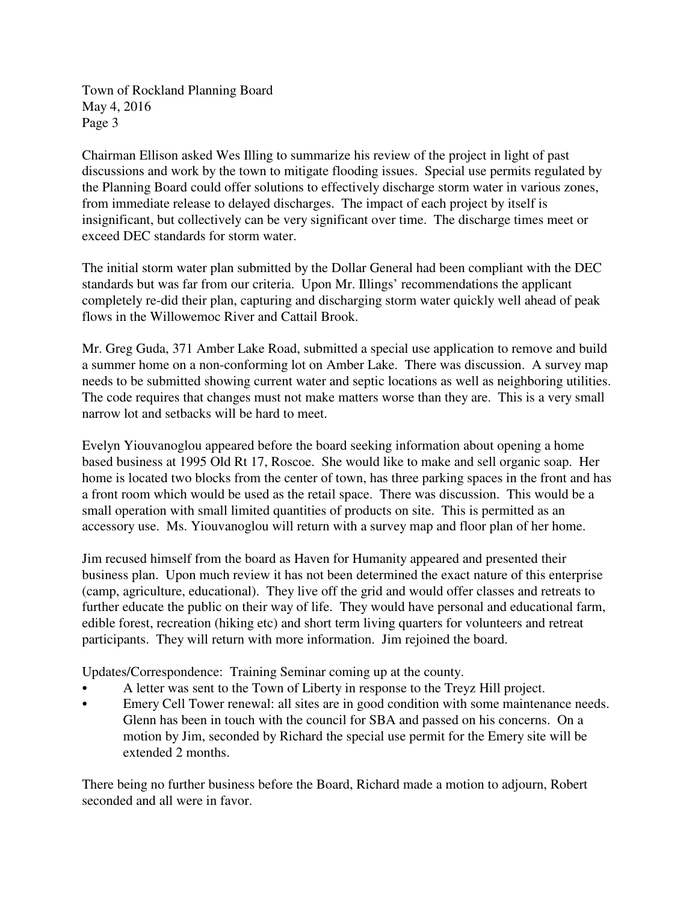Chairman Ellison asked Wes Illing to summarize his review of the project in light of past discussions and work by the town to mitigate flooding issues. Special use permits regulated by the Planning Board could offer solutions to effectively discharge storm water in various zones, from immediate release to delayed discharges. The impact of each project by itself is insignificant, but collectively can be very significant over time. The discharge times meet or exceed DEC standards for storm water.

The initial storm water plan submitted by the Dollar General had been compliant with the DEC standards but was far from our criteria. Upon Mr. Illings' recommendations the applicant completely re-did their plan, capturing and discharging storm water quickly well ahead of peak flows in the Willowemoc River and Cattail Brook.

Mr. Greg Guda, 371 Amber Lake Road, submitted a special use application to remove and build a summer home on a non-conforming lot on Amber Lake. There was discussion. A survey map needs to be submitted showing current water and septic locations as well as neighboring utilities. The code requires that changes must not make matters worse than they are. This is a very small narrow lot and setbacks will be hard to meet.

Evelyn Yiouvanoglou appeared before the board seeking information about opening a home based business at 1995 Old Rt 17, Roscoe. She would like to make and sell organic soap. Her home is located two blocks from the center of town, has three parking spaces in the front and has a front room which would be used as the retail space. There was discussion. This would be a small operation with small limited quantities of products on site. This is permitted as an accessory use. Ms. Yiouvanoglou will return with a survey map and floor plan of her home.

Jim recused himself from the board as Haven for Humanity appeared and presented their business plan. Upon much review it has not been determined the exact nature of this enterprise (camp, agriculture, educational). They live off the grid and would offer classes and retreats to further educate the public on their way of life. They would have personal and educational farm, edible forest, recreation (hiking etc) and short term living quarters for volunteers and retreat participants. They will return with more information. Jim rejoined the board.

Updates/Correspondence: Training Seminar coming up at the county.

- A letter was sent to the Town of Liberty in response to the Treyz Hill project.
- Emery Cell Tower renewal: all sites are in good condition with some maintenance needs. Glenn has been in touch with the council for SBA and passed on his concerns. On a motion by Jim, seconded by Richard the special use permit for the Emery site will be extended 2 months.

There being no further business before the Board, Richard made a motion to adjourn, Robert seconded and all were in favor.